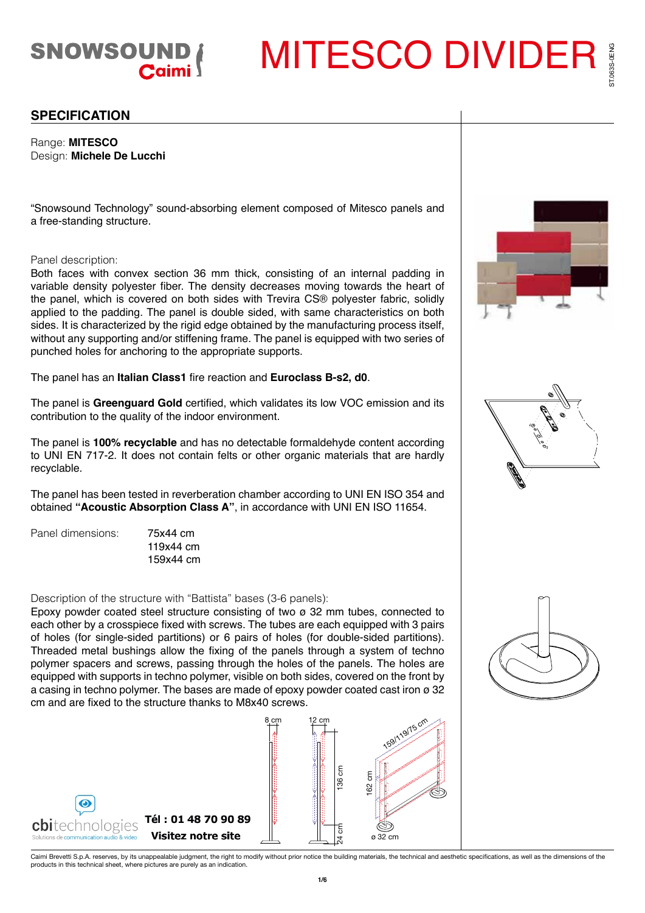# MITESCO DIVIDER

SNOWSOUND Caimi

ST.063S-0ENG

## SPECIFICATION

Range: **MITESCO**
Design: **Michele De Lucchi**

“Snowsound Technology” sound-absorbing element composed of Mitesco panels and a free-standing structure.

Panel description:
Both faces with convex section 36 mm thick, consisting of an internal padding in variable density polyester fiber. The density decreases moving towards the heart of the panel, which is covered on both sides with Trevira CS® polyester fabric, solidly applied to the padding. The panel is double sided, with same characteristics on both sides. It is characterized by the rigid edge obtained by the manufacturing process itself, without any supporting and/or stiffening frame. The panel is equipped with two series of punched holes for anchoring to the appropriate supports.

The panel has an **Italian Class1** fire reaction and **Euroclass B-s2, d0**.

The panel is **Greenguard Gold** certified, which validates its low VOC emission and its contribution to the quality of the indoor environment.

The panel is **100% recyclable** and has no detectable formaldehyde content according to UNI EN 717-2. It does not contain felts or other organic materials that are hardly recyclable.

The panel has been tested in reverberation chamber according to UNI EN ISO 354 and obtained **“Acoustic Absorption Class A”**, in accordance with UNI EN ISO 11654.

Panel dimensions: 75x44 cm
119x44 cm
159x44 cm

Description of the structure with “Battista” bases (3-6 panels):
Epoxy powder coated steel structure consisting of two ø 32 mm tubes, connected to each other by a crosspiece fixed with screws. The tubes are each equipped with 3 pairs of holes (for single-sided partitions) or 6 pairs of holes (for double-sided partitions). Threaded metal bushings allow the fixing of the panels through a system of techno polymer spacers and screws, passing through the holes of the panels. The holes are equipped with supports in techno polymer, visible on both sides, covered on the front by a casing in techno polymer. The bases are made of epoxy powder coated cast iron ø 32 cm and are fixed to the structure thanks to M8x40 screws.

8 cm · 12 cm · 136 cm · 24 cm · 159/119/75 cm · 162 cm · ø 32 cm

cbitechnologies — Solutions de communication audio & video
**Tél : 01 48 70 90 89**
**Visitez notre site**

Caimi Brevetti S.p.A. reserves, by its unappealable judgment, the right to modify without prior notice the building materials, the technical and aesthetic specifications, as well as the dimensions of the products in this technical sheet, where pictures are purely as an indication.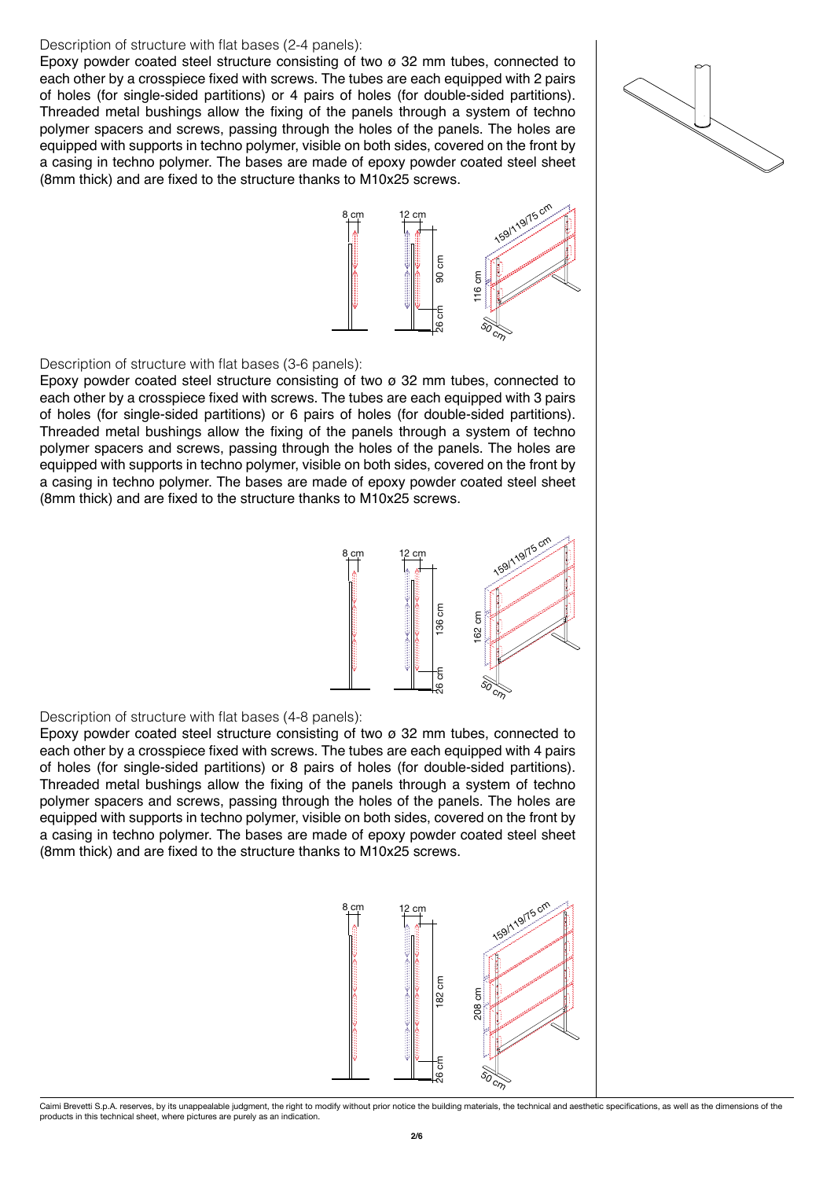Description of structure with flat bases (2-4 panels):

Epoxy powder coated steel structure consisting of two ø 32 mm tubes, connected to each other by a crosspiece fixed with screws. The tubes are each equipped with 2 pairs of holes (for single-sided partitions) or 4 pairs of holes (for double-sided partitions). Threaded metal bushings allow the fixing of the panels through a system of techno polymer spacers and screws, passing through the holes of the panels. The holes are equipped with supports in techno polymer, visible on both sides, covered on the front by a casing in techno polymer. The bases are made of epoxy powder coated steel sheet (8mm thick) and are fixed to the structure thanks to M10x25 screws.

Description of structure with flat bases (3-6 panels):

Epoxy powder coated steel structure consisting of two ø 32 mm tubes, connected to each other by a crosspiece fixed with screws. The tubes are each equipped with 3 pairs of holes (for single-sided partitions) or 6 pairs of holes (for double-sided partitions). Threaded metal bushings allow the fixing of the panels through a system of techno polymer spacers and screws, passing through the holes of the panels. The holes are equipped with supports in techno polymer, visible on both sides, covered on the front by a casing in techno polymer. The bases are made of epoxy powder coated steel sheet (8mm thick) and are fixed to the structure thanks to M10x25 screws.

Description of structure with flat bases (4-8 panels):

Epoxy powder coated steel structure consisting of two ø 32 mm tubes, connected to each other by a crosspiece fixed with screws. The tubes are each equipped with 4 pairs of holes (for single-sided partitions) or 8 pairs of holes (for double-sided partitions). Threaded metal bushings allow the fixing of the panels through a system of techno polymer spacers and screws, passing through the holes of the panels. The holes are equipped with supports in techno polymer, visible on both sides, covered on the front by a casing in techno polymer. The bases are made of epoxy powder coated steel sheet (8mm thick) and are fixed to the structure thanks to M10x25 screws.

Caimi Brevetti S.p.A. reserves, by its unappealable judgment, the right to modify without prior notice the building materials, the technical and aesthetic specifications, as well as the dimensions of the products in this technical sheet, where pictures are purely as an indication.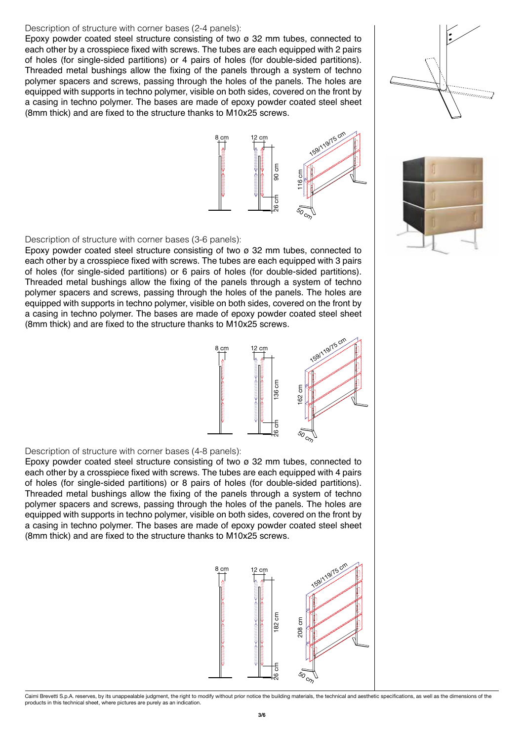Description of structure with corner bases (2-4 panels):

Epoxy powder coated steel structure consisting of two ø 32 mm tubes, connected to each other by a crosspiece fixed with screws. The tubes are each equipped with 2 pairs of holes (for single-sided partitions) or 4 pairs of holes (for double-sided partitions). Threaded metal bushings allow the fixing of the panels through a system of techno polymer spacers and screws, passing through the holes of the panels. The holes are equipped with supports in techno polymer, visible on both sides, covered on the front by a casing in techno polymer. The bases are made of epoxy powder coated steel sheet (8mm thick) and are fixed to the structure thanks to M10x25 screws.

8 cm 12 cm 90 cm 26 cm 159/119/75 cm 116 cm 50 cm

Description of structure with corner bases (3-6 panels):

Epoxy powder coated steel structure consisting of two ø 32 mm tubes, connected to each other by a crosspiece fixed with screws. The tubes are each equipped with 3 pairs of holes (for single-sided partitions) or 6 pairs of holes (for double-sided partitions). Threaded metal bushings allow the fixing of the panels through a system of techno polymer spacers and screws, passing through the holes of the panels. The holes are equipped with supports in techno polymer, visible on both sides, covered on the front by a casing in techno polymer. The bases are made of epoxy powder coated steel sheet (8mm thick) and are fixed to the structure thanks to M10x25 screws.

8 cm 12 cm 136 cm 26 cm 159/119/75 cm 162 cm 50 cm

Description of structure with corner bases (4-8 panels):

Epoxy powder coated steel structure consisting of two ø 32 mm tubes, connected to each other by a crosspiece fixed with screws. The tubes are each equipped with 4 pairs of holes (for single-sided partitions) or 8 pairs of holes (for double-sided partitions). Threaded metal bushings allow the fixing of the panels through a system of techno polymer spacers and screws, passing through the holes of the panels. The holes are equipped with supports in techno polymer, visible on both sides, covered on the front by a casing in techno polymer. The bases are made of epoxy powder coated steel sheet (8mm thick) and are fixed to the structure thanks to M10x25 screws.

8 cm 12 cm 182 cm 26 cm 159/119/75 cm 208 cm 50 cm

Caimi Brevetti S.p.A. reserves, by its unappealable judgment, the right to modify without prior notice the building materials, the technical and aesthetic specifications, as well as the dimensions of the products in this technical sheet, where pictures are purely as an indication.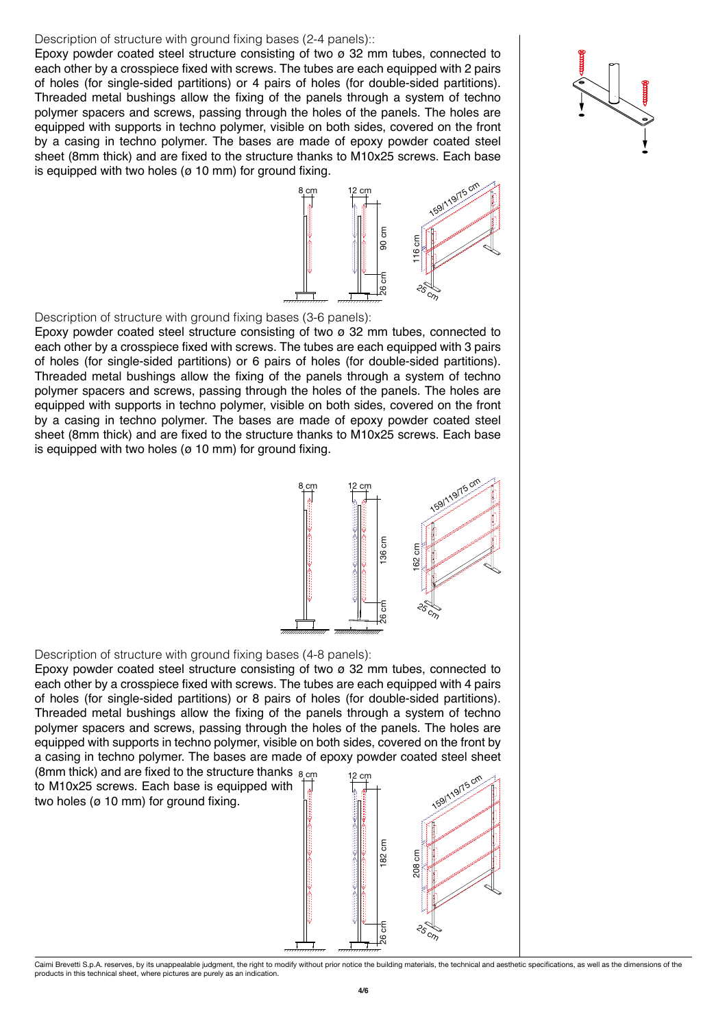Description of structure with ground fixing bases (2-4 panels)::

Epoxy powder coated steel structure consisting of two ø 32 mm tubes, connected to each other by a crosspiece fixed with screws. The tubes are each equipped with 2 pairs of holes (for single-sided partitions) or 4 pairs of holes (for double-sided partitions). Threaded metal bushings allow the fixing of the panels through a system of techno polymer spacers and screws, passing through the holes of the panels. The holes are equipped with supports in techno polymer, visible on both sides, covered on the front by a casing in techno polymer. The bases are made of epoxy powder coated steel sheet (8mm thick) and are fixed to the structure thanks to M10x25 screws. Each base is equipped with two holes (ø 10 mm) for ground fixing.

Description of structure with ground fixing bases (3-6 panels):

Epoxy powder coated steel structure consisting of two ø 32 mm tubes, connected to each other by a crosspiece fixed with screws. The tubes are each equipped with 3 pairs of holes (for single-sided partitions) or 6 pairs of holes (for double-sided partitions). Threaded metal bushings allow the fixing of the panels through a system of techno polymer spacers and screws, passing through the holes of the panels. The holes are equipped with supports in techno polymer, visible on both sides, covered on the front by a casing in techno polymer. The bases are made of epoxy powder coated steel sheet (8mm thick) and are fixed to the structure thanks to M10x25 screws. Each base is equipped with two holes (ø 10 mm) for ground fixing.

Description of structure with ground fixing bases (4-8 panels):

Epoxy powder coated steel structure consisting of two ø 32 mm tubes, connected to each other by a crosspiece fixed with screws. The tubes are each equipped with 4 pairs of holes (for single-sided partitions) or 8 pairs of holes (for double-sided partitions). Threaded metal bushings allow the fixing of the panels through a system of techno polymer spacers and screws, passing through the holes of the panels. The holes are equipped with supports in techno polymer, visible on both sides, covered on the front by a casing in techno polymer. The bases are made of epoxy powder coated steel sheet (8mm thick) and are fixed to the structure thanks to M10x25 screws. Each base is equipped with two holes (ø 10 mm) for ground fixing.

Caimi Brevetti S.p.A. reserves, by its unappealable judgment, the right to modify without prior notice the building materials, the technical and aesthetic specifications, as well as the dimensions of the products in this technical sheet, where pictures are purely as an indication.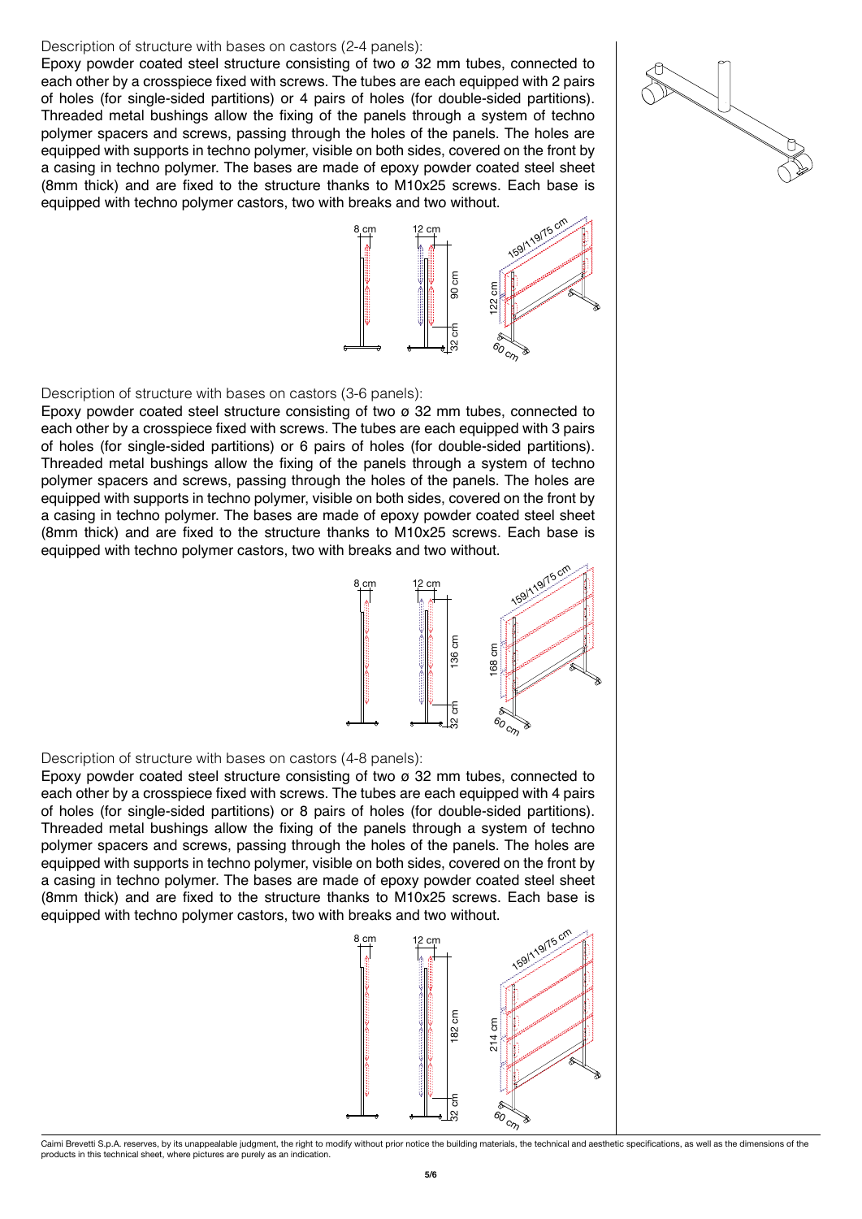Description of structure with bases on castors (2-4 panels):

Epoxy powder coated steel structure consisting of two ø 32 mm tubes, connected to each other by a crosspiece fixed with screws. The tubes are each equipped with 2 pairs of holes (for single-sided partitions) or 4 pairs of holes (for double-sided partitions). Threaded metal bushings allow the fixing of the panels through a system of techno polymer spacers and screws, passing through the holes of the panels. The holes are equipped with supports in techno polymer, visible on both sides, covered on the front by a casing in techno polymer. The bases are made of epoxy powder coated steel sheet (8mm thick) and are fixed to the structure thanks to M10x25 screws. Each base is equipped with techno polymer castors, two with breaks and two without.

8 cm | 12 cm | 90 cm | 32 cm | 159/119/75 cm | 122 cm | 60 cm

Description of structure with bases on castors (3-6 panels):

Epoxy powder coated steel structure consisting of two ø 32 mm tubes, connected to each other by a crosspiece fixed with screws. The tubes are each equipped with 3 pairs of holes (for single-sided partitions) or 6 pairs of holes (for double-sided partitions). Threaded metal bushings allow the fixing of the panels through a system of techno polymer spacers and screws, passing through the holes of the panels. The holes are equipped with supports in techno polymer, visible on both sides, covered on the front by a casing in techno polymer. The bases are made of epoxy powder coated steel sheet (8mm thick) and are fixed to the structure thanks to M10x25 screws. Each base is equipped with techno polymer castors, two with breaks and two without.

8 cm | 12 cm | 136 cm | 32 cm | 159/119/75 cm | 168 cm | 60 cm

Description of structure with bases on castors (4-8 panels):

Epoxy powder coated steel structure consisting of two ø 32 mm tubes, connected to each other by a crosspiece fixed with screws. The tubes are each equipped with 4 pairs of holes (for single-sided partitions) or 8 pairs of holes (for double-sided partitions). Threaded metal bushings allow the fixing of the panels through a system of techno polymer spacers and screws, passing through the holes of the panels. The holes are equipped with supports in techno polymer, visible on both sides, covered on the front by a casing in techno polymer. The bases are made of epoxy powder coated steel sheet (8mm thick) and are fixed to the structure thanks to M10x25 screws. Each base is equipped with techno polymer castors, two with breaks and two without.

8 cm | 12 cm | 182 cm | 32 cm | 159/119/75 cm | 214 cm | 60 cm

Caimi Brevetti S.p.A. reserves, by its unappealable judgment, the right to modify without prior notice the building materials, the technical and aesthetic specifications, as well as the dimensions of the products in this technical sheet, where pictures are purely as an indication.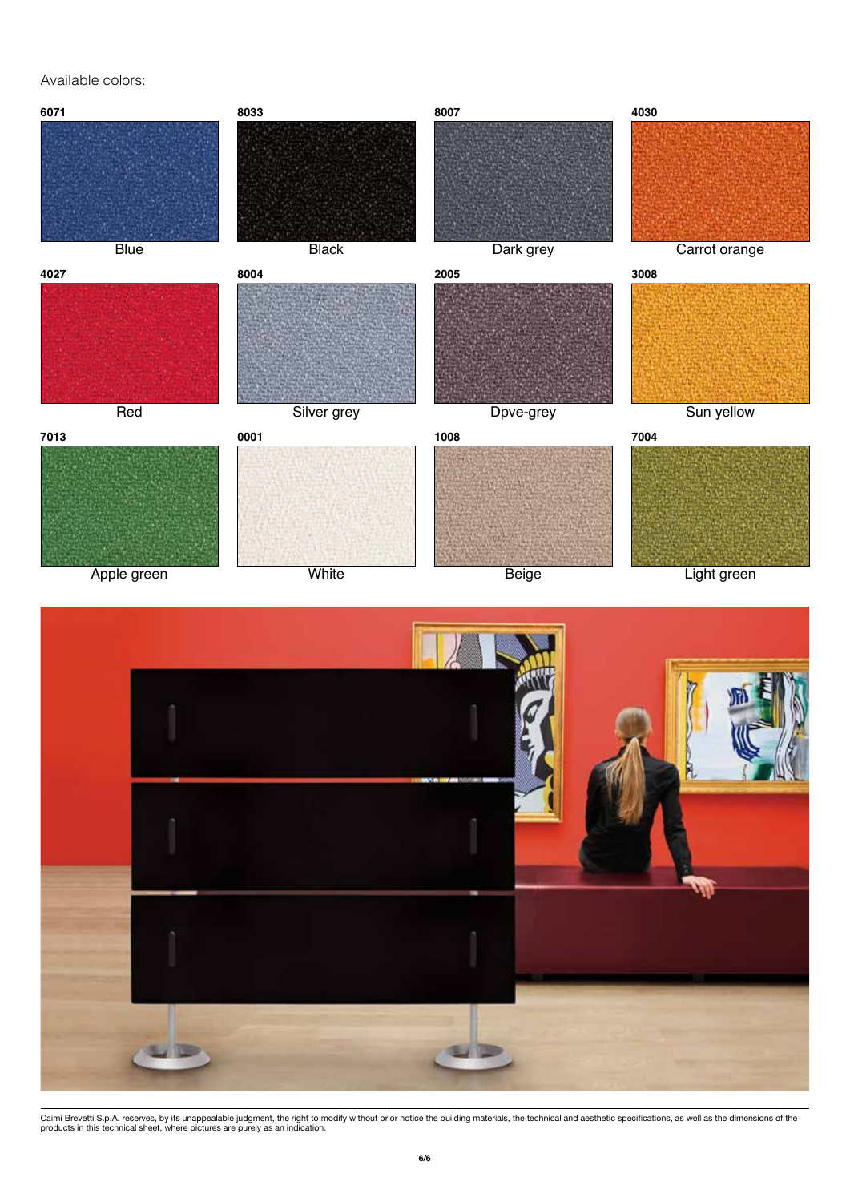Available colors:

| | | | |
|---|---|---|---|
| **6071** Blue | **8033** Black | **8007** Dark grey | **4030** Carrot orange |
| **4027** Red | **8004** Silver grey | **2005** Dpve-grey | **3008** Sun yellow |
| **7013** Apple green | **0001** White | **1008** Beige | **7004** Light green |

Caimi Brevetti S.p.A. reserves, by its unappealable judgment, the right to modify without prior notice the building materials, the technical and aesthetic specifications, as well as the dimensions of the products in this technical sheet, where pictures are purely as an indication.